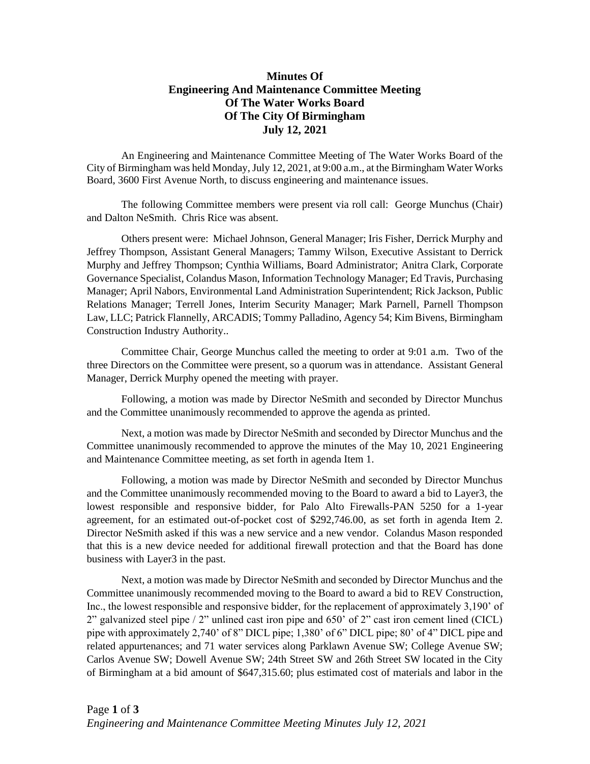# Minutes Of Engineering And Maintenance Committee Meeting Of The Water Works Board Of The City Of Birmingham July 12, 2021

An Engineering and Maintenance Committee Meeting of The Water Works Board of the City of Birmingham was held Monday, July 12, 2021, at 9:00 a.m., at the Birmingham Water Works Board, 3600 First Avenue North, to discuss engineering and maintenance issues.

The following Committee members were present via roll call: George Munchus (Chair) and Dalton NeSmith. Chris Rice was absent.

Others present were: Michael Johnson, General Manager; Iris Fisher, Derrick Murphy and Jeffrey Thompson, Assistant General Managers; Tammy Wilson, Executive Assistant to Derrick Murphy and Jeffrey Thompson; Cynthia Williams, Board Administrator; Anitra Clark, Corporate Governance Specialist, Colandus Mason, Information Technology Manager; Ed Travis, Purchasing Manager; April Nabors, Environmental Land Administration Superintendent; Rick Jackson, Public Relations Manager; Terrell Jones, Interim Security Manager; Mark Parnell, Parnell Thompson Law, LLC; Patrick Flannelly, ARCADIS; Tommy Palladino, Agency 54; Kim Bivens, Birmingham Construction Industry Authority..

Committee Chair, George Munchus called the meeting to order at 9:01 a.m. Two of the three Directors on the Committee were present, so a quorum was in attendance. Assistant General Manager, Derrick Murphy opened the meeting with prayer.

Following, a motion was made by Director NeSmith and seconded by Director Munchus and the Committee unanimously recommended to approve the agenda as printed.

Next, a motion was made by Director NeSmith and seconded by Director Munchus and the Committee unanimously recommended to approve the minutes of the May 10, 2021 Engineering and Maintenance Committee meeting, as set forth in agenda Item 1.

Following, a motion was made by Director NeSmith and seconded by Director Munchus and the Committee unanimously recommended moving to the Board to award a bid to Layer3, the lowest responsible and responsive bidder, for Palo Alto Firewalls-PAN 5250 for a 1-year agreement, for an estimated out-of-pocket cost of $292,746.00, as set forth in agenda Item 2. Director NeSmith asked if this was a new service and a new vendor. Colandus Mason responded that this is a new device needed for additional firewall protection and that the Board has done business with Layer3 in the past.

Next, a motion was made by Director NeSmith and seconded by Director Munchus and the Committee unanimously recommended moving to the Board to award a bid to REV Construction, Inc., the lowest responsible and responsive bidder, for the replacement of approximately 3,190' of 2" galvanized steel pipe / 2" unlined cast iron pipe and 650' of 2" cast iron cement lined (CICL) pipe with approximately 2,740' of 8" DICL pipe; 1,380' of 6" DICL pipe; 80' of 4" DICL pipe and related appurtenances; and 71 water services along Parklawn Avenue SW; College Avenue SW; Carlos Avenue SW; Dowell Avenue SW; 24th Street SW and 26th Street SW located in the City of Birmingham at a bid amount of $647,315.60; plus estimated cost of materials and labor in the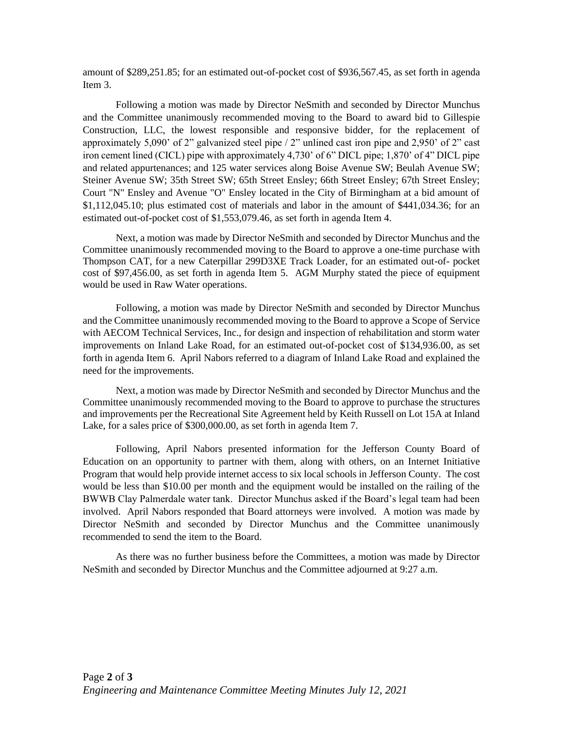amount of $289,251.85; for an estimated out-of-pocket cost of $936,567.45, as set forth in agenda Item 3.

Following a motion was made by Director NeSmith and seconded by Director Munchus and the Committee unanimously recommended moving to the Board to award bid to Gillespie Construction, LLC, the lowest responsible and responsive bidder, for the replacement of approximately 5,090' of 2" galvanized steel pipe / 2" unlined cast iron pipe and 2,950' of 2" cast iron cement lined (CICL) pipe with approximately 4,730' of 6" DICL pipe; 1,870' of 4" DICL pipe and related appurtenances; and 125 water services along Boise Avenue SW; Beulah Avenue SW; Steiner Avenue SW; 35th Street SW; 65th Street Ensley; 66th Street Ensley; 67th Street Ensley; Court "N" Ensley and Avenue "O" Ensley located in the City of Birmingham at a bid amount of $1,112,045.10; plus estimated cost of materials and labor in the amount of $441,034.36; for an estimated out-of-pocket cost of $1,553,079.46, as set forth in agenda Item 4.

Next, a motion was made by Director NeSmith and seconded by Director Munchus and the Committee unanimously recommended moving to the Board to approve a one-time purchase with Thompson CAT, for a new Caterpillar 299D3XE Track Loader, for an estimated out-of- pocket cost of $97,456.00, as set forth in agenda Item 5. AGM Murphy stated the piece of equipment would be used in Raw Water operations.

Following, a motion was made by Director NeSmith and seconded by Director Munchus and the Committee unanimously recommended moving to the Board to approve a Scope of Service with AECOM Technical Services, Inc., for design and inspection of rehabilitation and storm water improvements on Inland Lake Road, for an estimated out-of-pocket cost of $134,936.00, as set forth in agenda Item 6. April Nabors referred to a diagram of Inland Lake Road and explained the need for the improvements.

Next, a motion was made by Director NeSmith and seconded by Director Munchus and the Committee unanimously recommended moving to the Board to approve to purchase the structures and improvements per the Recreational Site Agreement held by Keith Russell on Lot 15A at Inland Lake, for a sales price of $300,000.00, as set forth in agenda Item 7.

Following, April Nabors presented information for the Jefferson County Board of Education on an opportunity to partner with them, along with others, on an Internet Initiative Program that would help provide internet access to six local schools in Jefferson County. The cost would be less than $10.00 per month and the equipment would be installed on the railing of the BWWB Clay Palmerdale water tank. Director Munchus asked if the Board's legal team had been involved. April Nabors responded that Board attorneys were involved. A motion was made by Director NeSmith and seconded by Director Munchus and the Committee unanimously recommended to send the item to the Board.

As there was no further business before the Committees, a motion was made by Director NeSmith and seconded by Director Munchus and the Committee adjourned at 9:27 a.m.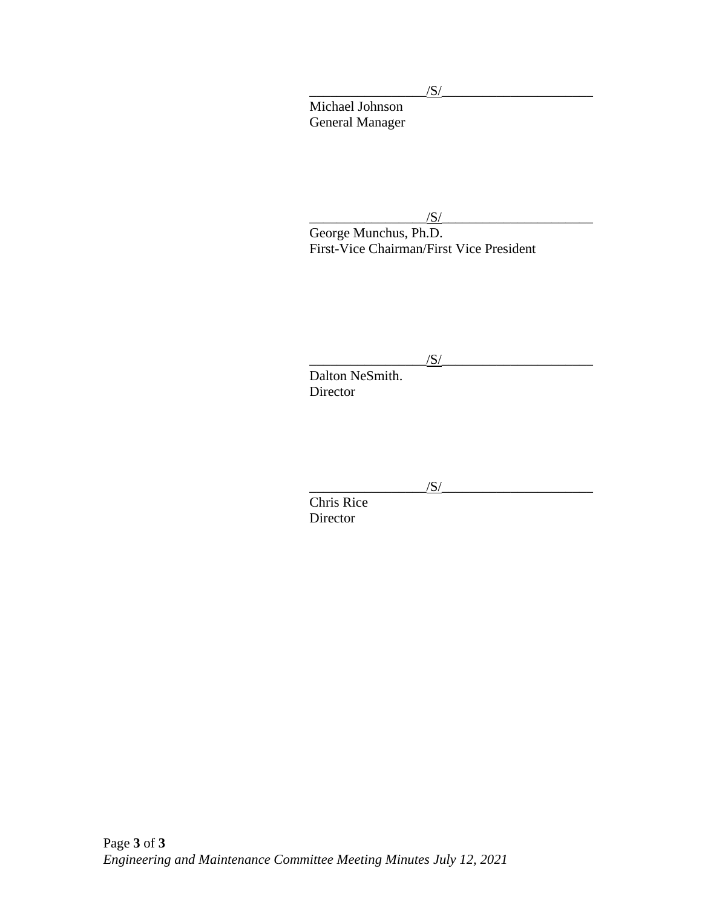_________________/S/______________________

Michael Johnson
General Manager

_________________/S/______________________

George Munchus, Ph.D.
First-Vice Chairman/First Vice President

_________________/S/______________________

Dalton NeSmith.
Director

_________________/S/______________________

Chris Rice
Director